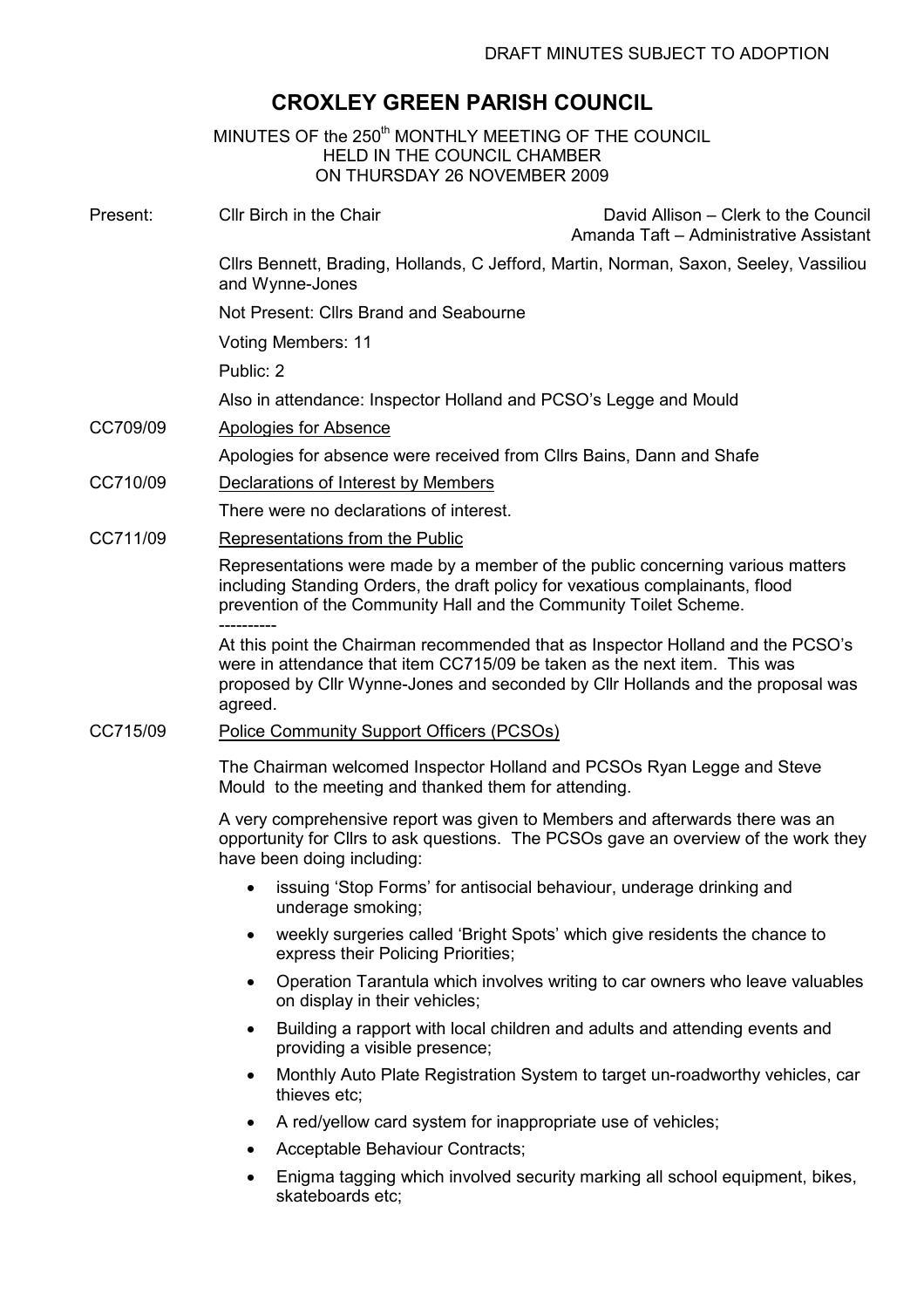DRAFT MINUTES SUBJECT TO ADOPTION

# CROXLEY GREEN PARISH COUNCIL

MINUTES OF the 250th MONTHLY MEETING OF THE COUNCIL HELD IN THE COUNCIL CHAMBER ON THURSDAY 26 NOVEMBER 2009

Present: Cllr Birch in the Chair

David Allison – Clerk to the Council
Amanda Taft – Administrative Assistant

Cllrs Bennett, Brading, Hollands, C Jefford, Martin, Norman, Saxon, Seeley, Vassiliou and Wynne-Jones

Not Present: Cllrs Brand and Seabourne

Voting Members: 11

Public: 2

Also in attendance: Inspector Holland and PCSO's Legge and Mould

**CC709/09** Apologies for Absence

Apologies for absence were received from Cllrs Bains, Dann and Shafe

**CC710/09** Declarations of Interest by Members

There were no declarations of interest.

**CC711/09** Representations from the Public

Representations were made by a member of the public concerning various matters including Standing Orders, the draft policy for vexatious complainants, flood prevention of the Community Hall and the Community Toilet Scheme.

----------

At this point the Chairman recommended that as Inspector Holland and the PCSO's were in attendance that item CC715/09 be taken as the next item. This was proposed by Cllr Wynne-Jones and seconded by Cllr Hollands and the proposal was agreed.

**CC715/09** Police Community Support Officers (PCSOs)

The Chairman welcomed Inspector Holland and PCSOs Ryan Legge and Steve Mould to the meeting and thanked them for attending.

A very comprehensive report was given to Members and afterwards there was an opportunity for Cllrs to ask questions. The PCSOs gave an overview of the work they have been doing including:

- issuing 'Stop Forms' for antisocial behaviour, underage drinking and underage smoking;
- weekly surgeries called 'Bright Spots' which give residents the chance to express their Policing Priorities;
- Operation Tarantula which involves writing to car owners who leave valuables on display in their vehicles;
- Building a rapport with local children and adults and attending events and providing a visible presence;
- Monthly Auto Plate Registration System to target un-roadworthy vehicles, car thieves etc;
- A red/yellow card system for inappropriate use of vehicles;
- Acceptable Behaviour Contracts;
- Enigma tagging which involved security marking all school equipment, bikes, skateboards etc;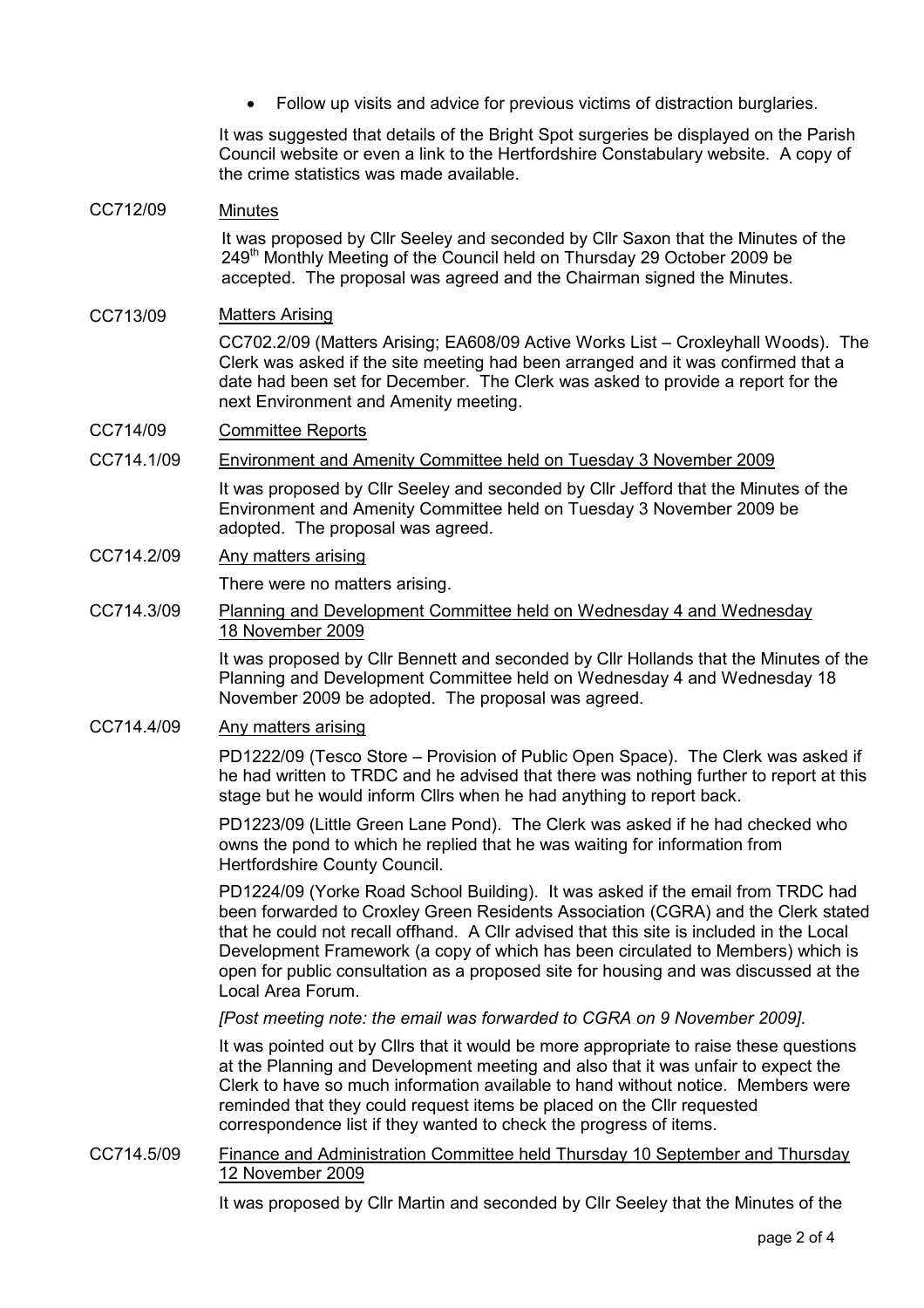- Follow up visits and advice for previous victims of distraction burglaries.

It was suggested that details of the Bright Spot surgeries be displayed on the Parish Council website or even a link to the Hertfordshire Constabulary website. A copy of the crime statistics was made available.

CC712/09 Minutes

It was proposed by Cllr Seeley and seconded by Cllr Saxon that the Minutes of the 249th Monthly Meeting of the Council held on Thursday 29 October 2009 be accepted. The proposal was agreed and the Chairman signed the Minutes.

CC713/09 Matters Arising

CC702.2/09 (Matters Arising; EA608/09 Active Works List – Croxleyhall Woods). The Clerk was asked if the site meeting had been arranged and it was confirmed that a date had been set for December. The Clerk was asked to provide a report for the next Environment and Amenity meeting.

CC714/09 Committee Reports

CC714.1/09 Environment and Amenity Committee held on Tuesday 3 November 2009

It was proposed by Cllr Seeley and seconded by Cllr Jefford that the Minutes of the Environment and Amenity Committee held on Tuesday 3 November 2009 be adopted. The proposal was agreed.

CC714.2/09 Any matters arising

There were no matters arising.

CC714.3/09 Planning and Development Committee held on Wednesday 4 and Wednesday 18 November 2009

It was proposed by Cllr Bennett and seconded by Cllr Hollands that the Minutes of the Planning and Development Committee held on Wednesday 4 and Wednesday 18 November 2009 be adopted. The proposal was agreed.

CC714.4/09 Any matters arising

PD1222/09 (Tesco Store – Provision of Public Open Space). The Clerk was asked if he had written to TRDC and he advised that there was nothing further to report at this stage but he would inform Cllrs when he had anything to report back.

PD1223/09 (Little Green Lane Pond). The Clerk was asked if he had checked who owns the pond to which he replied that he was waiting for information from Hertfordshire County Council.

PD1224/09 (Yorke Road School Building). It was asked if the email from TRDC had been forwarded to Croxley Green Residents Association (CGRA) and the Clerk stated that he could not recall offhand. A Cllr advised that this site is included in the Local Development Framework (a copy of which has been circulated to Members) which is open for public consultation as a proposed site for housing and was discussed at the Local Area Forum.

*[Post meeting note: the email was forwarded to CGRA on 9 November 2009].*

It was pointed out by Cllrs that it would be more appropriate to raise these questions at the Planning and Development meeting and also that it was unfair to expect the Clerk to have so much information available to hand without notice. Members were reminded that they could request items be placed on the Cllr requested correspondence list if they wanted to check the progress of items.

CC714.5/09 Finance and Administration Committee held Thursday 10 September and Thursday 12 November 2009

It was proposed by Cllr Martin and seconded by Cllr Seeley that the Minutes of the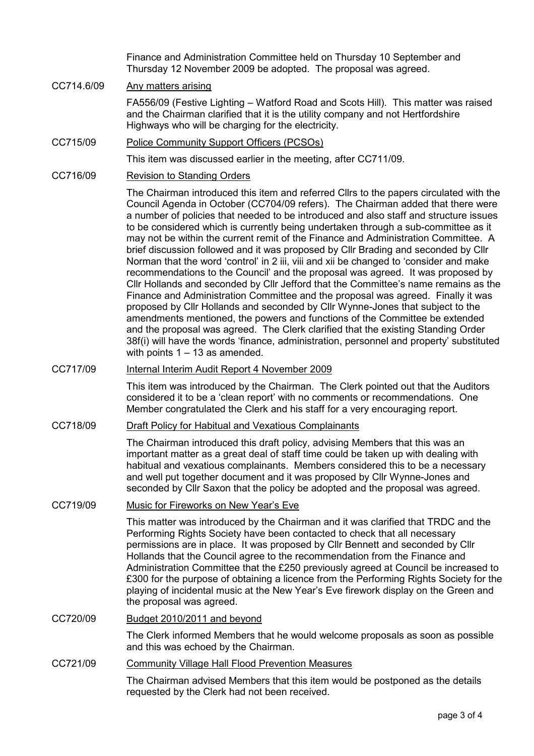Finance and Administration Committee held on Thursday 10 September and Thursday 12 November 2009 be adopted. The proposal was agreed.

CC714.6/09 Any matters arising

FA556/09 (Festive Lighting – Watford Road and Scots Hill). This matter was raised and the Chairman clarified that it is the utility company and not Hertfordshire Highways who will be charging for the electricity.

CC715/09 Police Community Support Officers (PCSOs)

This item was discussed earlier in the meeting, after CC711/09.

CC716/09 Revision to Standing Orders

The Chairman introduced this item and referred Cllrs to the papers circulated with the Council Agenda in October (CC704/09 refers). The Chairman added that there were a number of policies that needed to be introduced and also staff and structure issues to be considered which is currently being undertaken through a sub-committee as it may not be within the current remit of the Finance and Administration Committee. A brief discussion followed and it was proposed by Cllr Brading and seconded by Cllr Norman that the word 'control' in 2 iii, viii and xii be changed to 'consider and make recommendations to the Council' and the proposal was agreed. It was proposed by Cllr Hollands and seconded by Cllr Jefford that the Committee's name remains as the Finance and Administration Committee and the proposal was agreed. Finally it was proposed by Cllr Hollands and seconded by Cllr Wynne-Jones that subject to the amendments mentioned, the powers and functions of the Committee be extended and the proposal was agreed. The Clerk clarified that the existing Standing Order 38f(i) will have the words 'finance, administration, personnel and property' substituted with points 1 – 13 as amended.

CC717/09 Internal Interim Audit Report 4 November 2009

This item was introduced by the Chairman. The Clerk pointed out that the Auditors considered it to be a 'clean report' with no comments or recommendations. One Member congratulated the Clerk and his staff for a very encouraging report.

CC718/09 Draft Policy for Habitual and Vexatious Complainants

The Chairman introduced this draft policy, advising Members that this was an important matter as a great deal of staff time could be taken up with dealing with habitual and vexatious complainants. Members considered this to be a necessary and well put together document and it was proposed by Cllr Wynne-Jones and seconded by Cllr Saxon that the policy be adopted and the proposal was agreed.

CC719/09 Music for Fireworks on New Year's Eve

This matter was introduced by the Chairman and it was clarified that TRDC and the Performing Rights Society have been contacted to check that all necessary permissions are in place. It was proposed by Cllr Bennett and seconded by Cllr Hollands that the Council agree to the recommendation from the Finance and Administration Committee that the £250 previously agreed at Council be increased to £300 for the purpose of obtaining a licence from the Performing Rights Society for the playing of incidental music at the New Year's Eve firework display on the Green and the proposal was agreed.

CC720/09 Budget 2010/2011 and beyond

The Clerk informed Members that he would welcome proposals as soon as possible and this was echoed by the Chairman.

CC721/09 Community Village Hall Flood Prevention Measures

The Chairman advised Members that this item would be postponed as the details requested by the Clerk had not been received.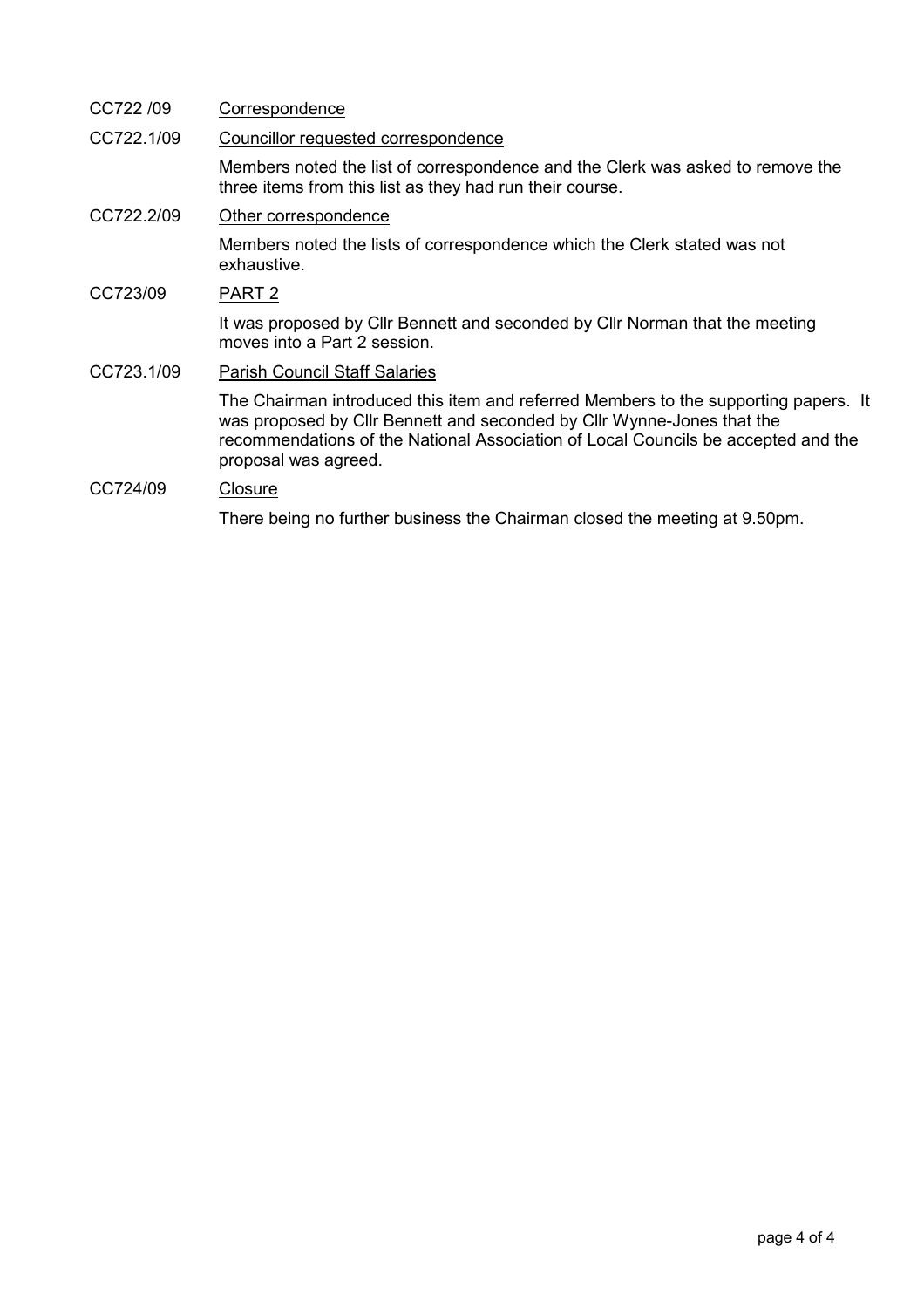CC722 /09 Correspondence

CC722.1/09 Councillor requested correspondence

Members noted the list of correspondence and the Clerk was asked to remove the three items from this list as they had run their course.

CC722.2/09 Other correspondence

Members noted the lists of correspondence which the Clerk stated was not exhaustive.

CC723/09 PART 2

It was proposed by Cllr Bennett and seconded by Cllr Norman that the meeting moves into a Part 2 session.

CC723.1/09 Parish Council Staff Salaries

The Chairman introduced this item and referred Members to the supporting papers. It was proposed by Cllr Bennett and seconded by Cllr Wynne-Jones that the recommendations of the National Association of Local Councils be accepted and the proposal was agreed.

CC724/09 Closure

There being no further business the Chairman closed the meeting at 9.50pm.